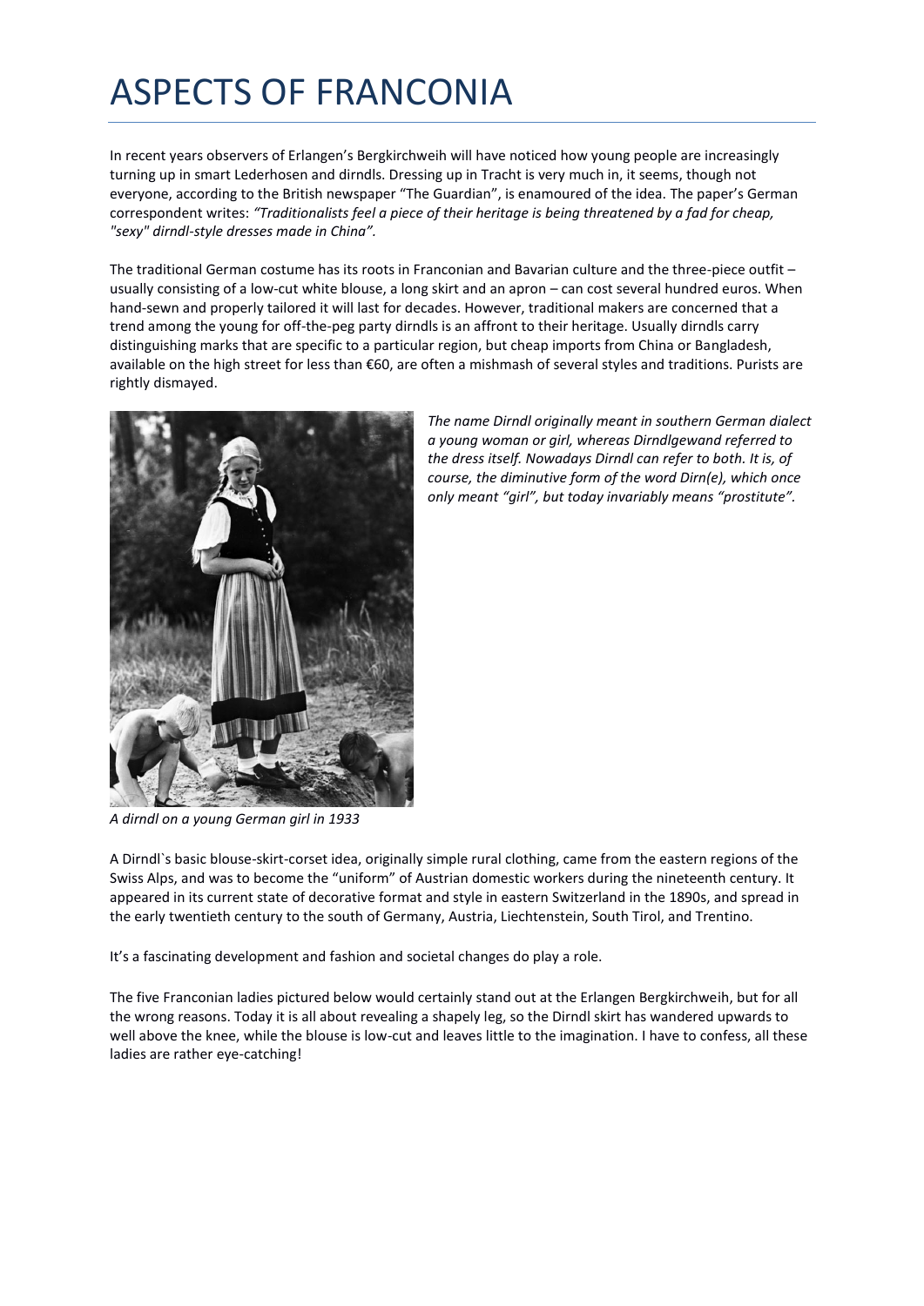# ASPECTS OF FRANCONIA

In recent years observers of Erlangen's Bergkirchweih will have noticed how young people are increasingly turning up in smart Lederhosen and dirndls. Dressing up in Tracht is very much in, it seems, though not everyone, according to the British newspaper "The Guardian", is enamoured of the idea. The paper's German correspondent writes: *"Traditionalists feel a piece of their heritage is being threatened by a fad for cheap, "sexy" dirndl-style dresses made in China".*

The traditional German costume has its roots in Franconian and Bavarian culture and the three-piece outfit – usually consisting of a low-cut white blouse, a long skirt and an apron – can cost several hundred euros. When hand-sewn and properly tailored it will last for decades. However, traditional makers are concerned that a trend among the young for off-the-peg party dirndls is an affront to their heritage. Usually dirndls carry distinguishing marks that are specific to a particular region, but cheap imports from China or Bangladesh, available on the high street for less than €60, are often a mishmash of several styles and traditions. Purists are rightly dismayed.

*The name Dirndl originally meant in southern German dialect a young woman or girl, whereas Dirndlgewand referred to the dress itself. Nowadays Dirndl can refer to both. It is, of course, the diminutive form of the word Dirn(e), which once only meant "girl", but today invariably means "prostitute".*

*A dirndl on a young German girl in 1933*

A Dirndl`s basic blouse-skirt-corset idea, originally simple rural clothing, came from the eastern regions of the Swiss Alps, and was to become the "uniform" of Austrian domestic workers during the nineteenth century. It appeared in its current state of decorative format and style in eastern Switzerland in the 1890s, and spread in the early twentieth century to the south of Germany, Austria, Liechtenstein, South Tirol, and Trentino.

It's a fascinating development and fashion and societal changes do play a role.

The five Franconian ladies pictured below would certainly stand out at the Erlangen Bergkirchweih, but for all the wrong reasons. Today it is all about revealing a shapely leg, so the Dirndl skirt has wandered upwards to well above the knee, while the blouse is low-cut and leaves little to the imagination. I have to confess, all these ladies are rather eye-catching!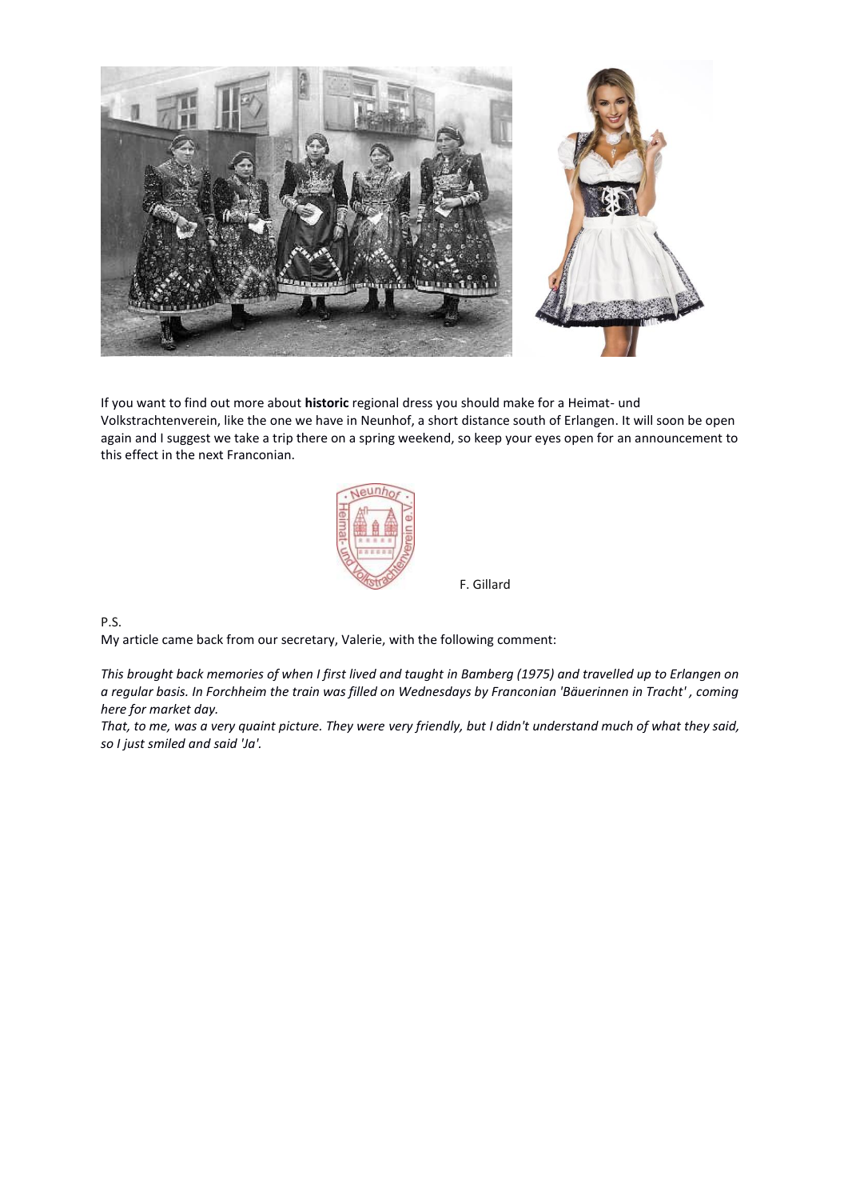If you want to find out more about **historic** regional dress you should make for a Heimat- und Volkstrachtenverein, like the one we have in Neunhof, a short distance south of Erlangen. It will soon be open again and I suggest we take a trip there on a spring weekend, so keep your eyes open for an announcement to this effect in the next Franconian.

F. Gillard

P.S.

My article came back from our secretary, Valerie, with the following comment:

*This brought back memories of when I first lived and taught in Bamberg (1975) and travelled up to Erlangen on a regular basis. In Forchheim the train was filled on Wednesdays by Franconian 'Bäuerinnen in Tracht' , coming here for market day.*

*That, to me, was a very quaint picture. They were very friendly, but I didn't understand much of what they said, so I just smiled and said 'Ja'.*